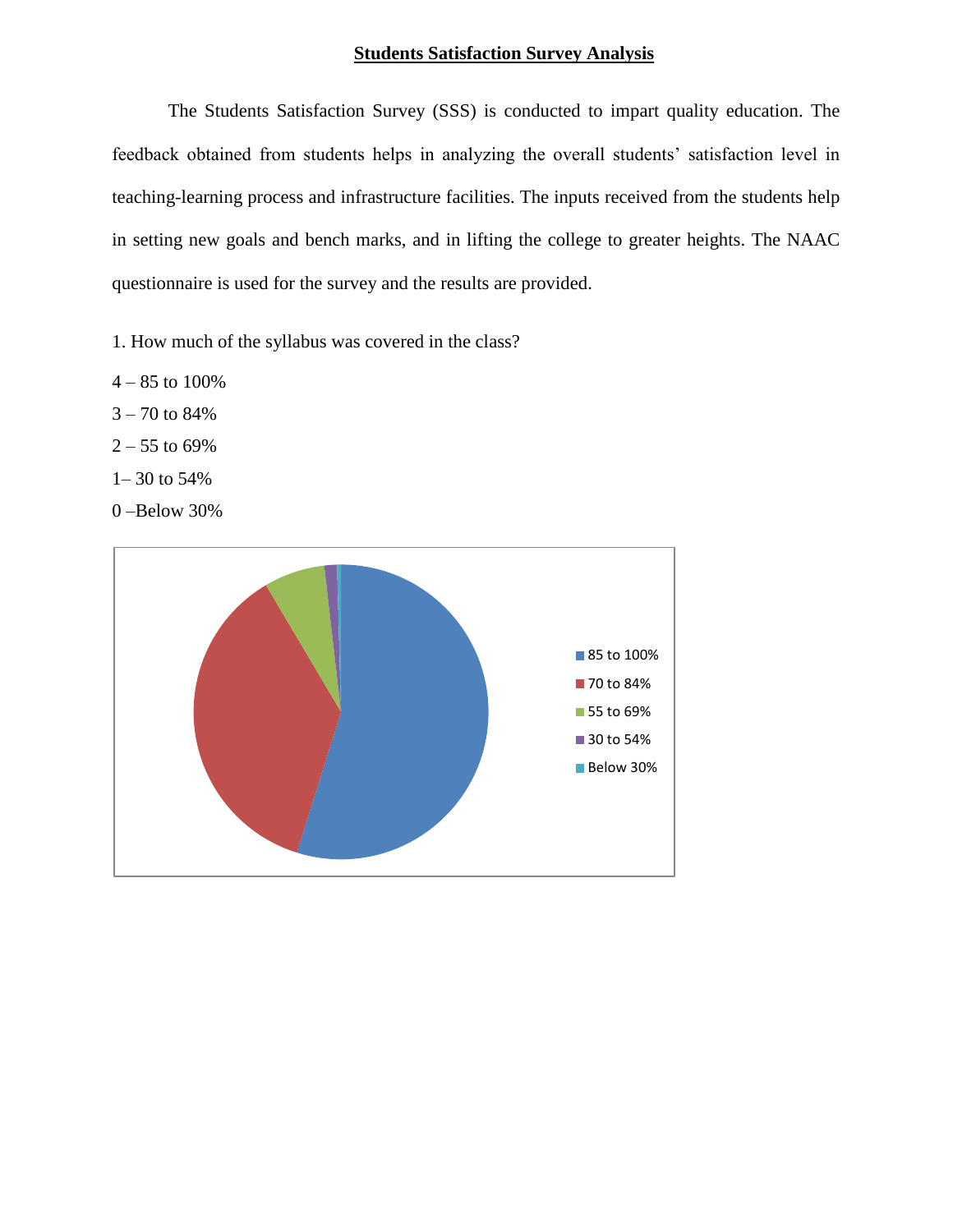# **Students Satisfaction Survey Analysis**

The Students Satisfaction Survey (SSS) is conducted to impart quality education. The feedback obtained from students helps in analyzing the overall students' satisfaction level in teaching-learning process and infrastructure facilities. The inputs received from the students help in setting new goals and bench marks, and in lifting the college to greater heights. The NAAC questionnaire is used for the survey and the results are provided.

1. How much of the syllabus was covered in the class?

4 – 85 to 100%

3 – 70 to 84%

2 – 55 to 69%

1– 30 to 54%

0 –Below 30%

- 85 to 100%
- 70 to 84%
- 55 to 69%
- 30 to 54%
- Below 30%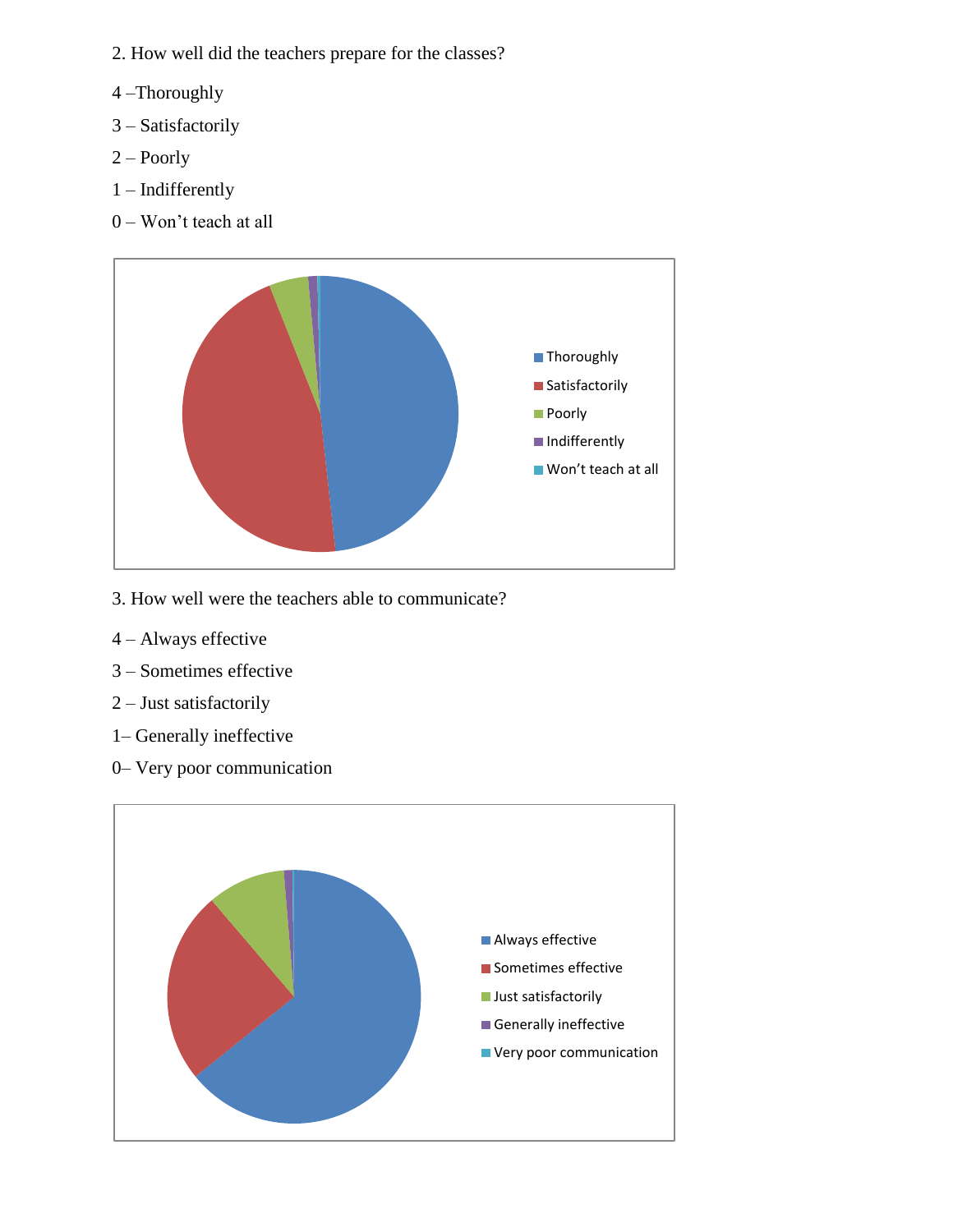2. How well did the teachers prepare for the classes?

4 –Thoroughly

3 – Satisfactorily

2 – Poorly

1 – Indifferently

0 – Won't teach at all

Thoroughly
Satisfactorily
Poorly
Indifferently
Won't teach at all

3. How well were the teachers able to communicate?

4 – Always effective

3 – Sometimes effective

2 – Just satisfactorily

1– Generally ineffective

0– Very poor communication

Always effective
Sometimes effective
Just satisfactorily
Generally ineffective
Very poor communication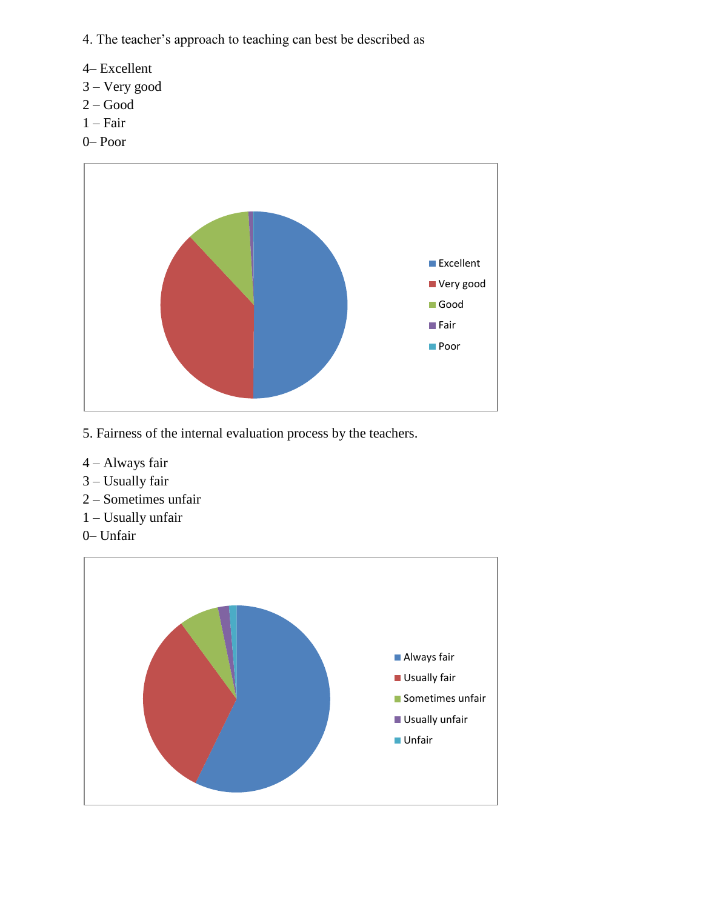4. The teacher’s approach to teaching can best be described as

4– Excellent
3 – Very good
2 – Good
1 – Fair
0– Poor

5. Fairness of the internal evaluation process by the teachers.

4 – Always fair
3 – Usually fair
2 – Sometimes unfair
1 – Usually unfair
0– Unfair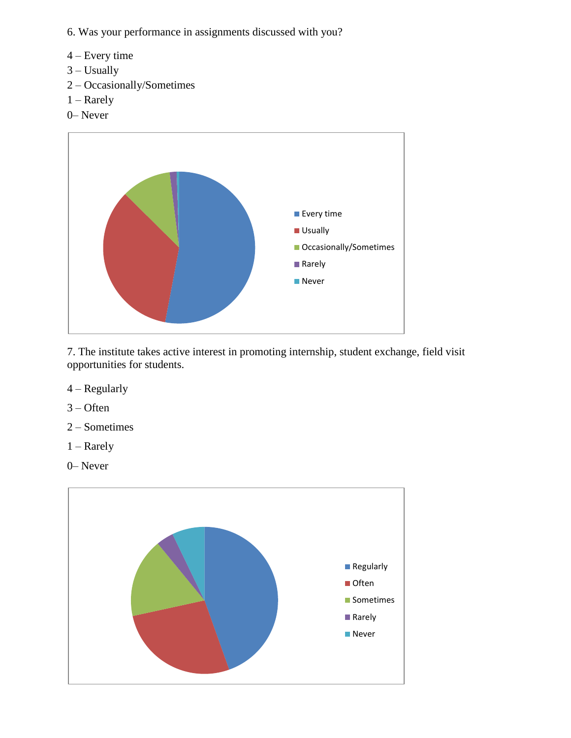6. Was your performance in assignments discussed with you?

4 – Every time
3 – Usually
2 – Occasionally/Sometimes
1 – Rarely
0– Never

7. The institute takes active interest in promoting internship, student exchange, field visit opportunities for students.

4 – Regularly

3 – Often

2 – Sometimes

1 – Rarely

0– Never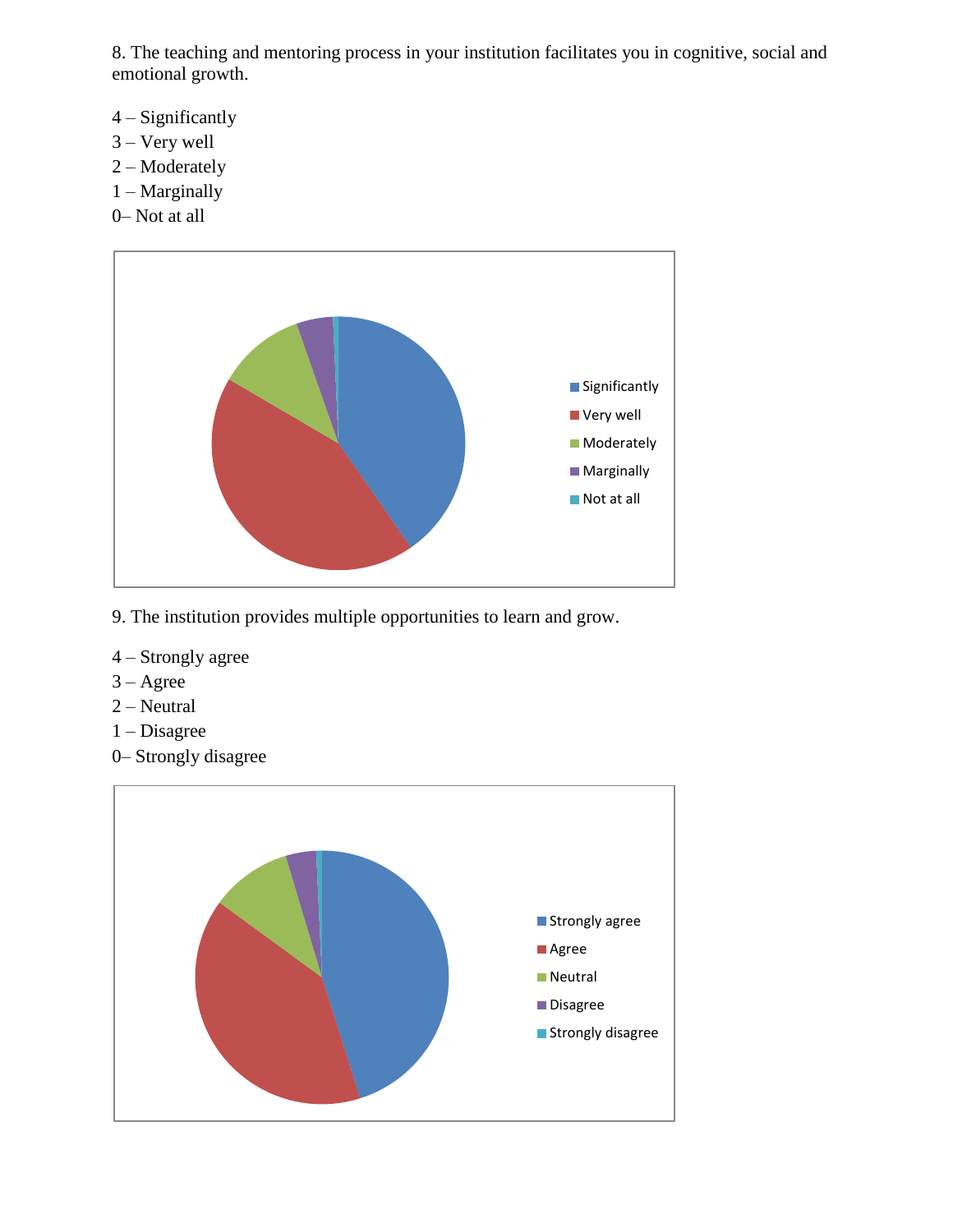8. The teaching and mentoring process in your institution facilitates you in cognitive, social and emotional growth.

4 – Significantly
3 – Very well
2 – Moderately
1 – Marginally
0– Not at all

9. The institution provides multiple opportunities to learn and grow.

4 – Strongly agree
3 – Agree
2 – Neutral
1 – Disagree
0– Strongly disagree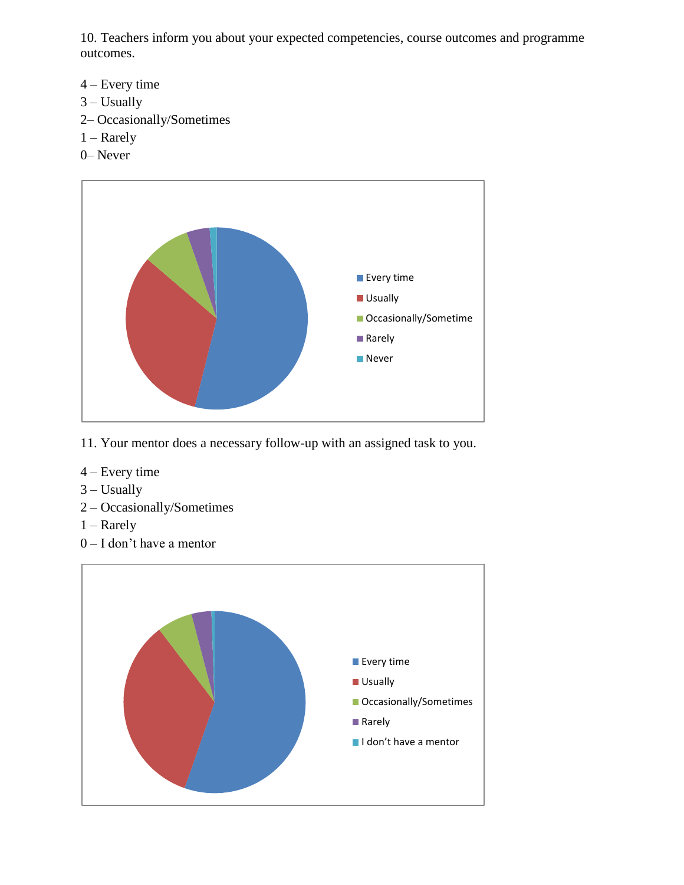10. Teachers inform you about your expected competencies, course outcomes and programme outcomes.

4 – Every time
3 – Usually
2– Occasionally/Sometimes
1 – Rarely
0– Never

11. Your mentor does a necessary follow-up with an assigned task to you.

4 – Every time
3 – Usually
2 – Occasionally/Sometimes
1 – Rarely
0 – I don't have a mentor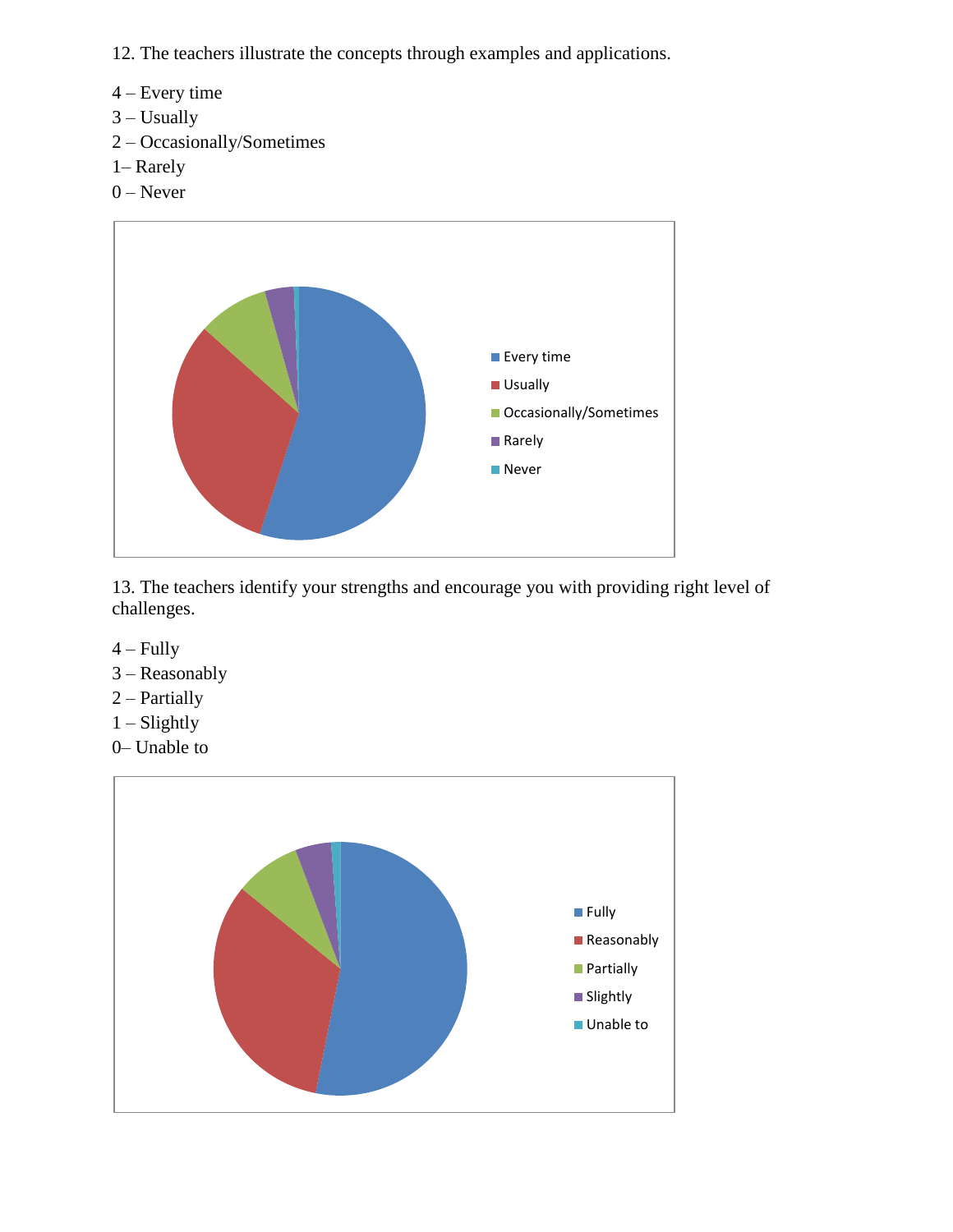12. The teachers illustrate the concepts through examples and applications.

4 – Every time
3 – Usually
2 – Occasionally/Sometimes
1– Rarely
0 – Never

13. The teachers identify your strengths and encourage you with providing right level of challenges.

4 – Fully
3 – Reasonably
2 – Partially
1 – Slightly
0– Unable to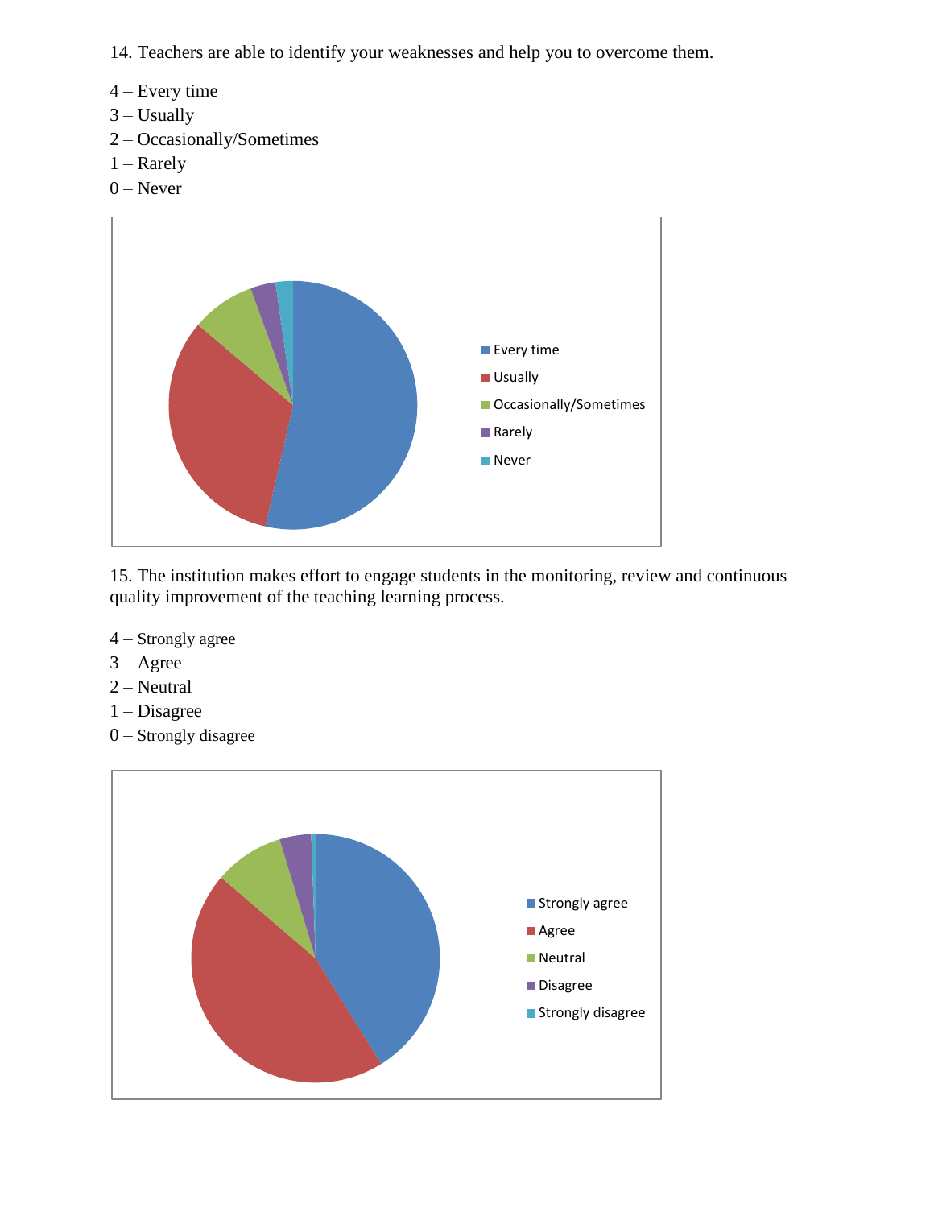14. Teachers are able to identify your weaknesses and help you to overcome them.

4 – Every time
3 – Usually
2 – Occasionally/Sometimes
1 – Rarely
0 – Never

15. The institution makes effort to engage students in the monitoring, review and continuous quality improvement of the teaching learning process.

4 – Strongly agree
3 – Agree
2 – Neutral
1 – Disagree
0 – Strongly disagree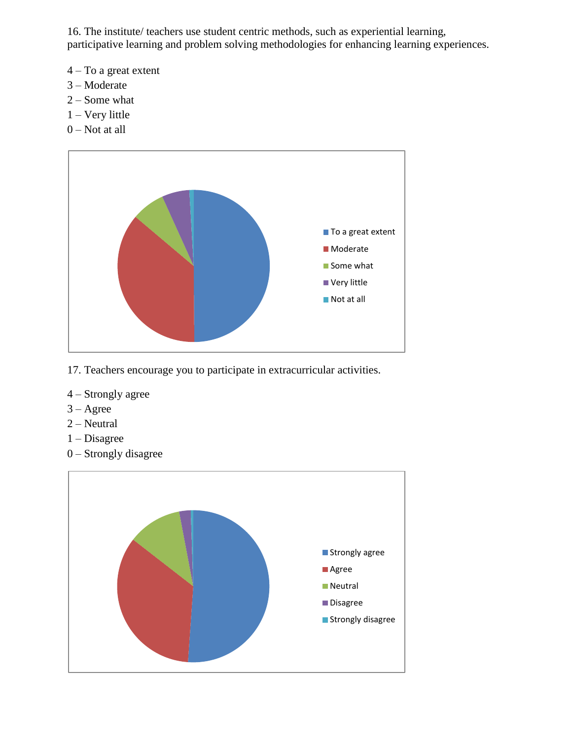16. The institute/ teachers use student centric methods, such as experiential learning, participative learning and problem solving methodologies for enhancing learning experiences.

4 – To a great extent
3 – Moderate
2 – Some what
1 – Very little
0 – Not at all

17. Teachers encourage you to participate in extracurricular activities.

4 – Strongly agree
3 – Agree
2 – Neutral
1 – Disagree
0 – Strongly disagree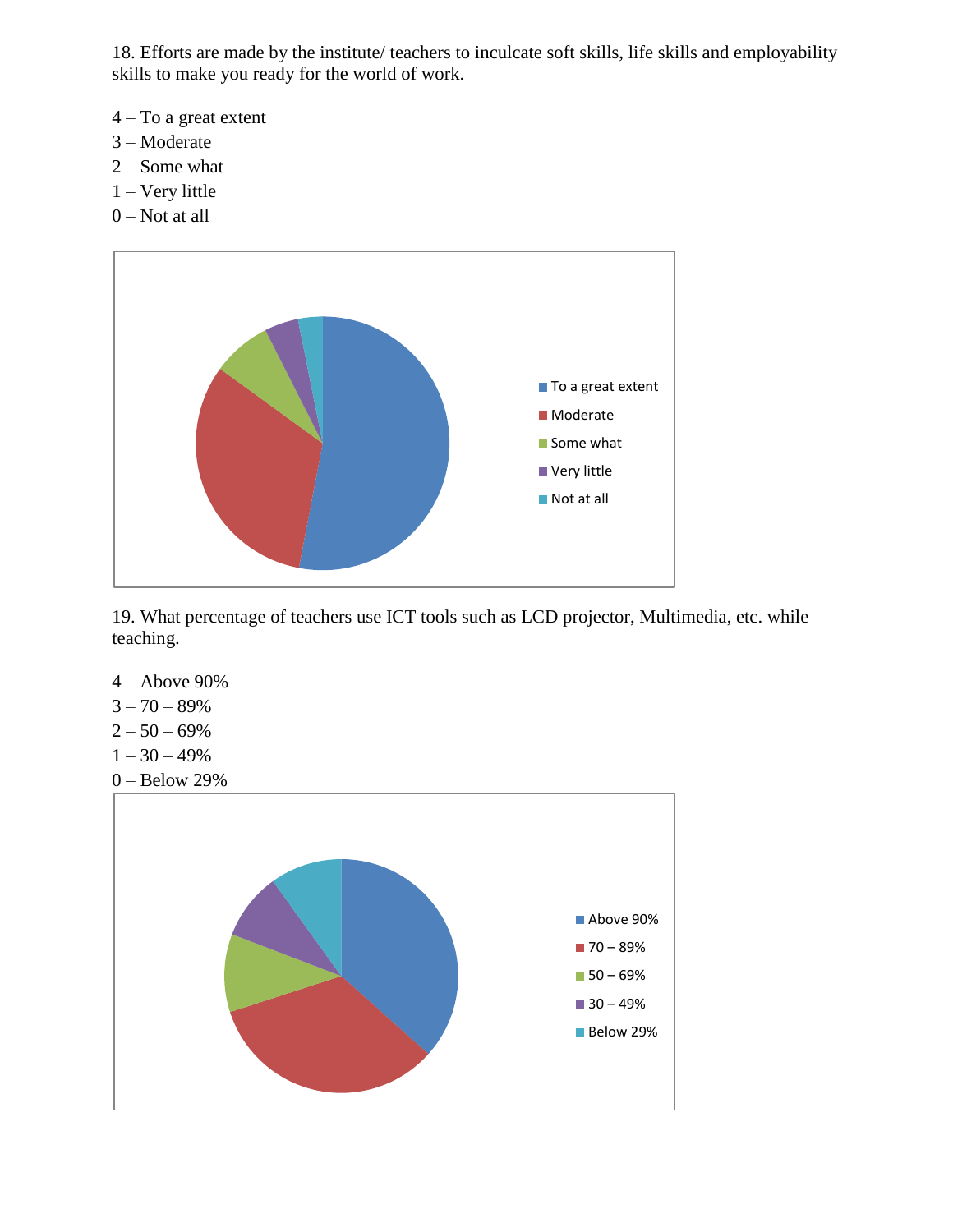18. Efforts are made by the institute/ teachers to inculcate soft skills, life skills and employability skills to make you ready for the world of work.

4 – To a great extent
3 – Moderate
2 – Some what
1 – Very little
0 – Not at all

19. What percentage of teachers use ICT tools such as LCD projector, Multimedia, etc. while teaching.

4 – Above 90%
3 – 70 – 89%
2 – 50 – 69%
1 – 30 – 49%
0 – Below 29%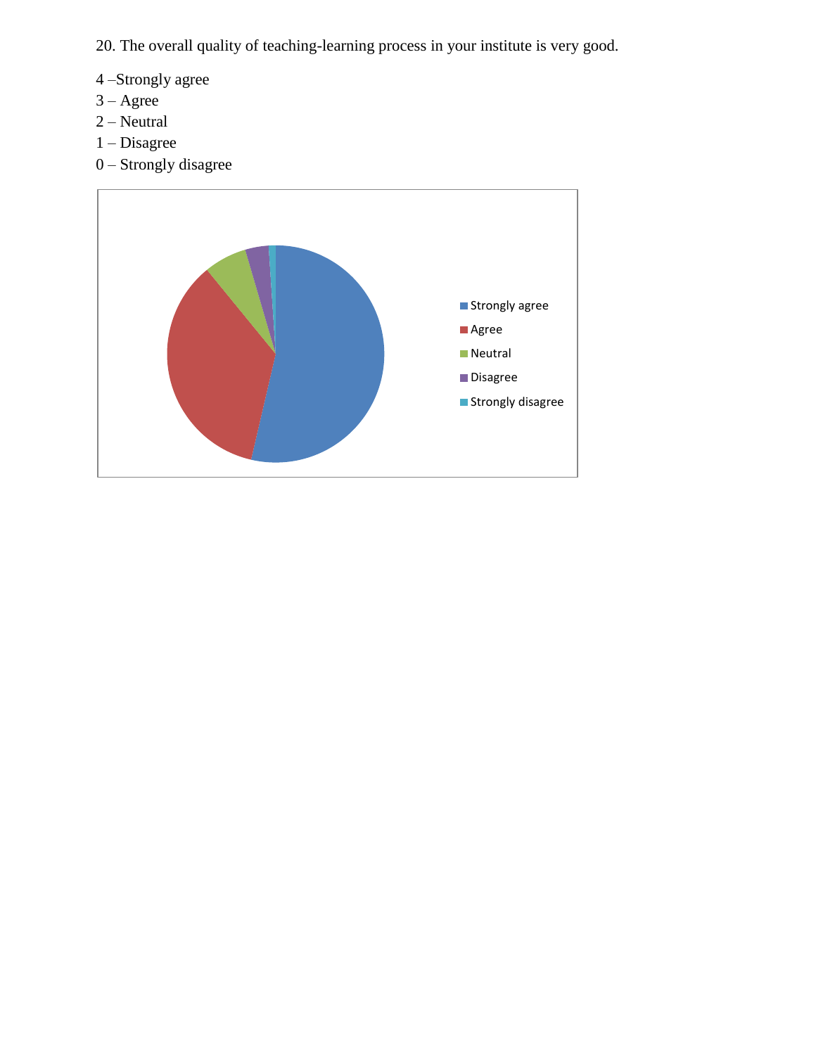20. The overall quality of teaching-learning process in your institute is very good.

4 –Strongly agree
3 – Agree
2 – Neutral
1 – Disagree
0 – Strongly disagree

Strongly agree
Agree
Neutral
Disagree
Strongly disagree